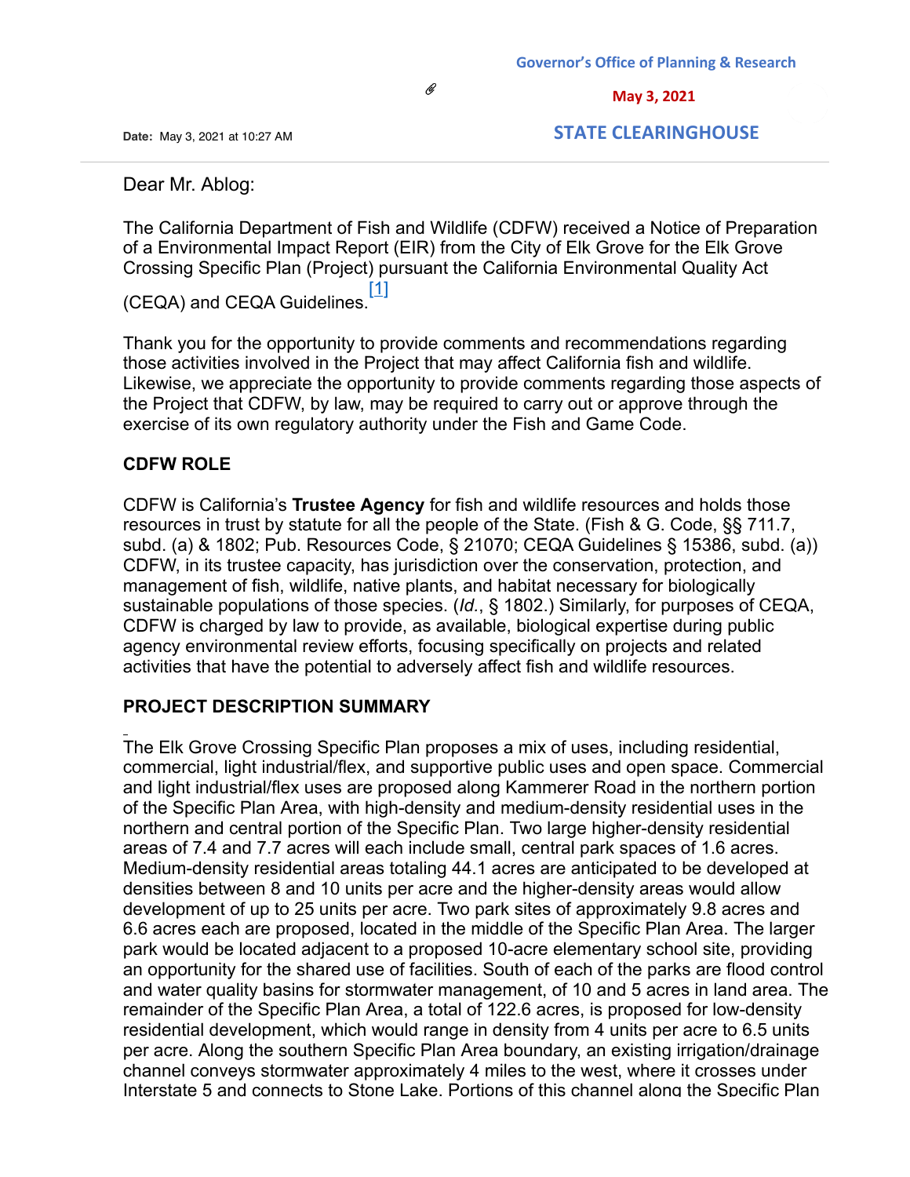Governor's Office of Planning & Research

May 3, 2021

**Date:** May 3, 2021 at 10:27 AM

STATE CLEARINGHOUSE

Dear Mr. Ablog:

The California Department of Fish and Wildlife (CDFW) received a Notice of Preparation of a Environmental Impact Report (EIR) from the City of Elk Grove for the Elk Grove Crossing Specific Plan (Project) pursuant the California Environmental Quality Act (CEQA) and CEQA Guidelines.[1]

Thank you for the opportunity to provide comments and recommendations regarding those activities involved in the Project that may affect California fish and wildlife. Likewise, we appreciate the opportunity to provide comments regarding those aspects of the Project that CDFW, by law, may be required to carry out or approve through the exercise of its own regulatory authority under the Fish and Game Code.

## CDFW ROLE

CDFW is California's **Trustee Agency** for fish and wildlife resources and holds those resources in trust by statute for all the people of the State. (Fish & G. Code, §§ 711.7, subd. (a) & 1802; Pub. Resources Code, § 21070; CEQA Guidelines § 15386, subd. (a)) CDFW, in its trustee capacity, has jurisdiction over the conservation, protection, and management of fish, wildlife, native plants, and habitat necessary for biologically sustainable populations of those species. (*Id.*, § 1802.) Similarly, for purposes of CEQA, CDFW is charged by law to provide, as available, biological expertise during public agency environmental review efforts, focusing specifically on projects and related activities that have the potential to adversely affect fish and wildlife resources.

## PROJECT DESCRIPTION SUMMARY

The Elk Grove Crossing Specific Plan proposes a mix of uses, including residential, commercial, light industrial/flex, and supportive public uses and open space. Commercial and light industrial/flex uses are proposed along Kammerer Road in the northern portion of the Specific Plan Area, with high-density and medium-density residential uses in the northern and central portion of the Specific Plan. Two large higher-density residential areas of 7.4 and 7.7 acres will each include small, central park spaces of 1.6 acres. Medium-density residential areas totaling 44.1 acres are anticipated to be developed at densities between 8 and 10 units per acre and the higher-density areas would allow development of up to 25 units per acre. Two park sites of approximately 9.8 acres and 6.6 acres each are proposed, located in the middle of the Specific Plan Area. The larger park would be located adjacent to a proposed 10-acre elementary school site, providing an opportunity for the shared use of facilities. South of each of the parks are flood control and water quality basins for stormwater management, of 10 and 5 acres in land area. The remainder of the Specific Plan Area, a total of 122.6 acres, is proposed for low-density residential development, which would range in density from 4 units per acre to 6.5 units per acre. Along the southern Specific Plan Area boundary, an existing irrigation/drainage channel conveys stormwater approximately 4 miles to the west, where it crosses under Interstate 5 and connects to Stone Lake. Portions of this channel along the Specific Plan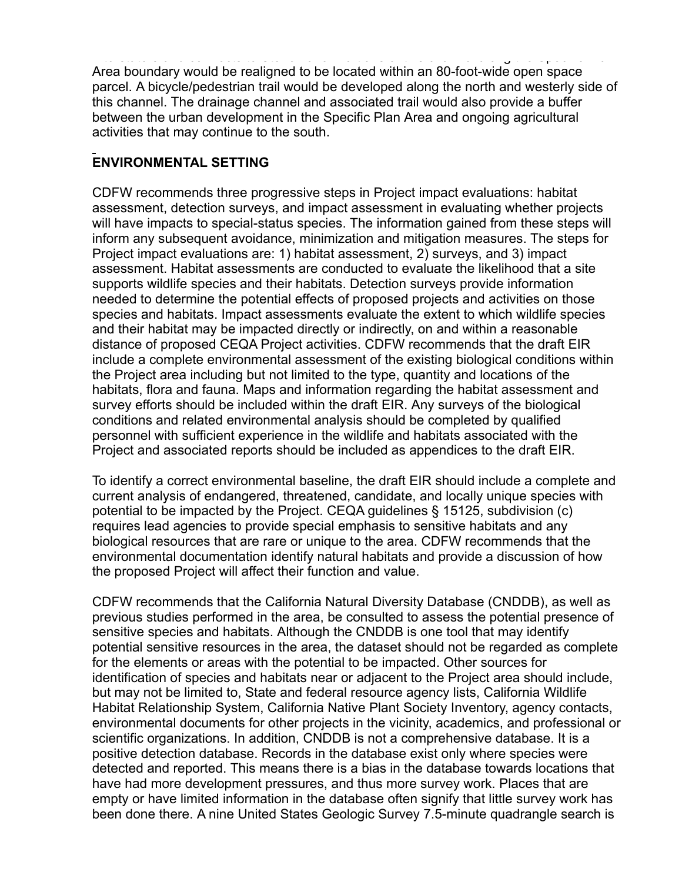Area boundary would be realigned to be located within an 80-foot-wide open space parcel. A bicycle/pedestrian trail would be developed along the north and westerly side of this channel. The drainage channel and associated trail would also provide a buffer between the urban development in the Specific Plan Area and ongoing agricultural activities that may continue to the south.

## ENVIRONMENTAL SETTING

CDFW recommends three progressive steps in Project impact evaluations: habitat assessment, detection surveys, and impact assessment in evaluating whether projects will have impacts to special-status species. The information gained from these steps will inform any subsequent avoidance, minimization and mitigation measures. The steps for Project impact evaluations are: 1) habitat assessment, 2) surveys, and 3) impact assessment. Habitat assessments are conducted to evaluate the likelihood that a site supports wildlife species and their habitats. Detection surveys provide information needed to determine the potential effects of proposed projects and activities on those species and habitats. Impact assessments evaluate the extent to which wildlife species and their habitat may be impacted directly or indirectly, on and within a reasonable distance of proposed CEQA Project activities. CDFW recommends that the draft EIR include a complete environmental assessment of the existing biological conditions within the Project area including but not limited to the type, quantity and locations of the habitats, flora and fauna. Maps and information regarding the habitat assessment and survey efforts should be included within the draft EIR. Any surveys of the biological conditions and related environmental analysis should be completed by qualified personnel with sufficient experience in the wildlife and habitats associated with the Project and associated reports should be included as appendices to the draft EIR.

To identify a correct environmental baseline, the draft EIR should include a complete and current analysis of endangered, threatened, candidate, and locally unique species with potential to be impacted by the Project. CEQA guidelines § 15125, subdivision (c) requires lead agencies to provide special emphasis to sensitive habitats and any biological resources that are rare or unique to the area. CDFW recommends that the environmental documentation identify natural habitats and provide a discussion of how the proposed Project will affect their function and value.

CDFW recommends that the California Natural Diversity Database (CNDDB), as well as previous studies performed in the area, be consulted to assess the potential presence of sensitive species and habitats. Although the CNDDB is one tool that may identify potential sensitive resources in the area, the dataset should not be regarded as complete for the elements or areas with the potential to be impacted. Other sources for identification of species and habitats near or adjacent to the Project area should include, but may not be limited to, State and federal resource agency lists, California Wildlife Habitat Relationship System, California Native Plant Society Inventory, agency contacts, environmental documents for other projects in the vicinity, academics, and professional or scientific organizations. In addition, CNDDB is not a comprehensive database. It is a positive detection database. Records in the database exist only where species were detected and reported. This means there is a bias in the database towards locations that have had more development pressures, and thus more survey work. Places that are empty or have limited information in the database often signify that little survey work has been done there. A nine United States Geologic Survey 7.5-minute quadrangle search is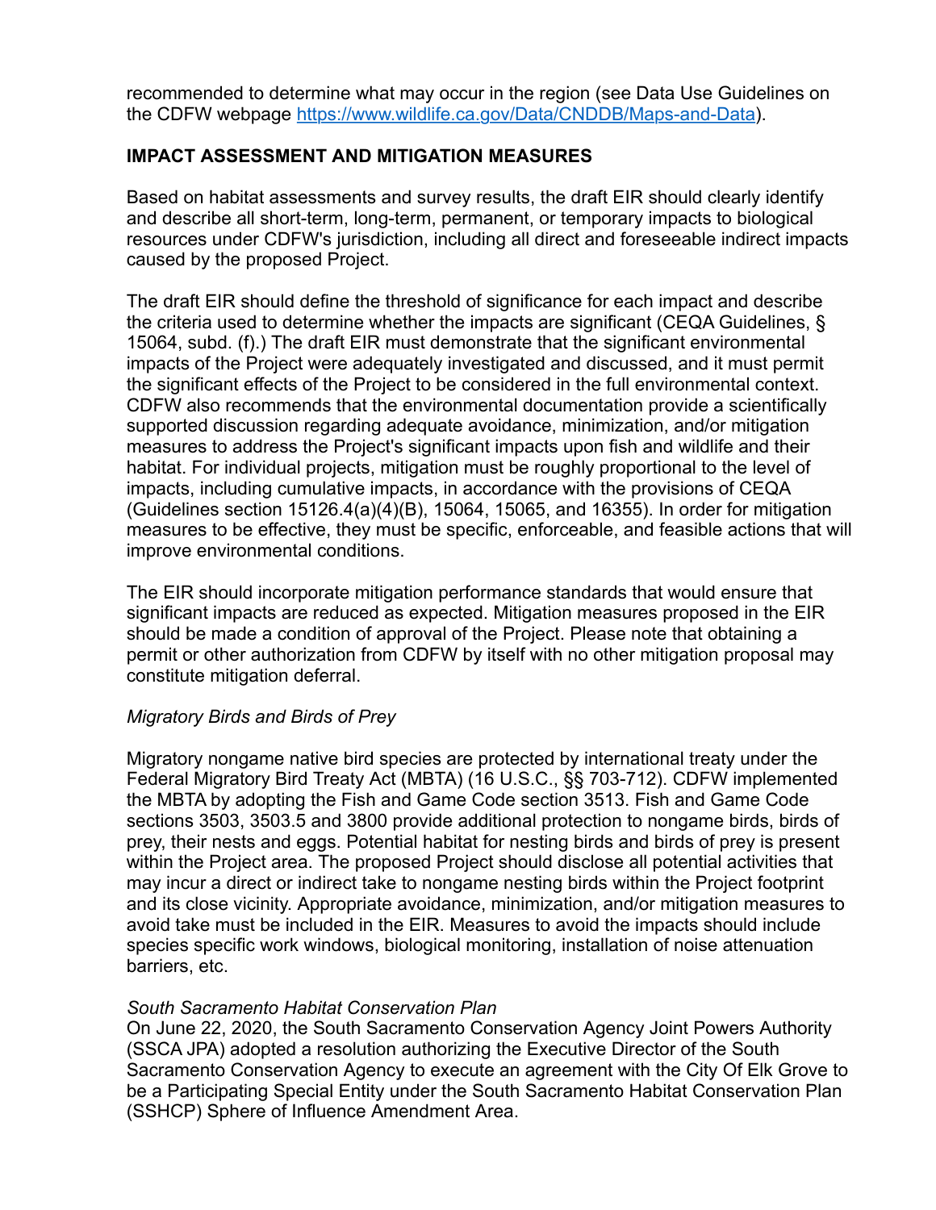recommended to determine what may occur in the region (see Data Use Guidelines on the CDFW webpage https://www.wildlife.ca.gov/Data/CNDDB/Maps-and-Data).

**IMPACT ASSESSMENT AND MITIGATION MEASURES**

Based on habitat assessments and survey results, the draft EIR should clearly identify and describe all short-term, long-term, permanent, or temporary impacts to biological resources under CDFW's jurisdiction, including all direct and foreseeable indirect impacts caused by the proposed Project.

The draft EIR should define the threshold of significance for each impact and describe the criteria used to determine whether the impacts are significant (CEQA Guidelines, § 15064, subd. (f).) The draft EIR must demonstrate that the significant environmental impacts of the Project were adequately investigated and discussed, and it must permit the significant effects of the Project to be considered in the full environmental context. CDFW also recommends that the environmental documentation provide a scientifically supported discussion regarding adequate avoidance, minimization, and/or mitigation measures to address the Project's significant impacts upon fish and wildlife and their habitat. For individual projects, mitigation must be roughly proportional to the level of impacts, including cumulative impacts, in accordance with the provisions of CEQA (Guidelines section 15126.4(a)(4)(B), 15064, 15065, and 16355). In order for mitigation measures to be effective, they must be specific, enforceable, and feasible actions that will improve environmental conditions.

The EIR should incorporate mitigation performance standards that would ensure that significant impacts are reduced as expected. Mitigation measures proposed in the EIR should be made a condition of approval of the Project. Please note that obtaining a permit or other authorization from CDFW by itself with no other mitigation proposal may constitute mitigation deferral.

*Migratory Birds and Birds of Prey*

Migratory nongame native bird species are protected by international treaty under the Federal Migratory Bird Treaty Act (MBTA) (16 U.S.C., §§ 703-712). CDFW implemented the MBTA by adopting the Fish and Game Code section 3513. Fish and Game Code sections 3503, 3503.5 and 3800 provide additional protection to nongame birds, birds of prey, their nests and eggs. Potential habitat for nesting birds and birds of prey is present within the Project area. The proposed Project should disclose all potential activities that may incur a direct or indirect take to nongame nesting birds within the Project footprint and its close vicinity. Appropriate avoidance, minimization, and/or mitigation measures to avoid take must be included in the EIR. Measures to avoid the impacts should include species specific work windows, biological monitoring, installation of noise attenuation barriers, etc.

*South Sacramento Habitat Conservation Plan*

On June 22, 2020, the South Sacramento Conservation Agency Joint Powers Authority (SSCA JPA) adopted a resolution authorizing the Executive Director of the South Sacramento Conservation Agency to execute an agreement with the City Of Elk Grove to be a Participating Special Entity under the South Sacramento Habitat Conservation Plan (SSHCP) Sphere of Influence Amendment Area.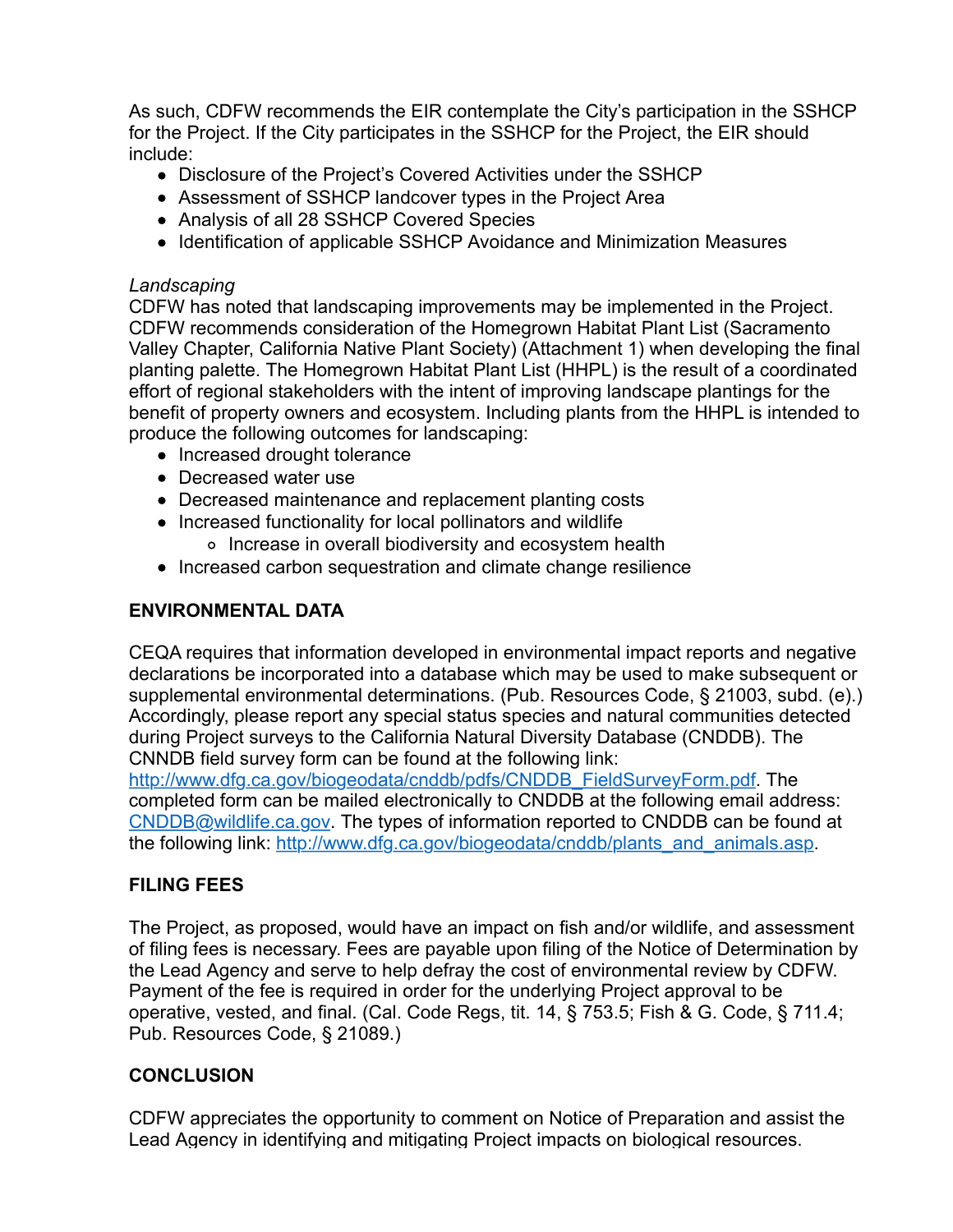As such, CDFW recommends the EIR contemplate the City's participation in the SSHCP for the Project. If the City participates in the SSHCP for the Project, the EIR should include:

- Disclosure of the Project's Covered Activities under the SSHCP
- Assessment of SSHCP landcover types in the Project Area
- Analysis of all 28 SSHCP Covered Species
- Identification of applicable SSHCP Avoidance and Minimization Measures

*Landscaping*

CDFW has noted that landscaping improvements may be implemented in the Project. CDFW recommends consideration of the Homegrown Habitat Plant List (Sacramento Valley Chapter, California Native Plant Society) (Attachment 1) when developing the final planting palette. The Homegrown Habitat Plant List (HHPL) is the result of a coordinated effort of regional stakeholders with the intent of improving landscape plantings for the benefit of property owners and ecosystem. Including plants from the HHPL is intended to produce the following outcomes for landscaping:

- Increased drought tolerance
- Decreased water use
- Decreased maintenance and replacement planting costs
- Increased functionality for local pollinators and wildlife
    - Increase in overall biodiversity and ecosystem health
- Increased carbon sequestration and climate change resilience

## ENVIRONMENTAL DATA

CEQA requires that information developed in environmental impact reports and negative declarations be incorporated into a database which may be used to make subsequent or supplemental environmental determinations. (Pub. Resources Code, § 21003, subd. (e).) Accordingly, please report any special status species and natural communities detected during Project surveys to the California Natural Diversity Database (CNDDB). The CNNDB field survey form can be found at the following link: [http://www.dfg.ca.gov/biogeodata/cnddb/pdfs/CNDDB_FieldSurveyForm.pdf](http://www.dfg.ca.gov/biogeodata/cnddb/pdfs/CNDDB_FieldSurveyForm.pdf). The completed form can be mailed electronically to CNDDB at the following email address: [CNDDB@wildlife.ca.gov](mailto:CNDDB@wildlife.ca.gov). The types of information reported to CNDDB can be found at the following link: [http://www.dfg.ca.gov/biogeodata/cnddb/plants_and_animals.asp](http://www.dfg.ca.gov/biogeodata/cnddb/plants_and_animals.asp).

## FILING FEES

The Project, as proposed, would have an impact on fish and/or wildlife, and assessment of filing fees is necessary. Fees are payable upon filing of the Notice of Determination by the Lead Agency and serve to help defray the cost of environmental review by CDFW. Payment of the fee is required in order for the underlying Project approval to be operative, vested, and final. (Cal. Code Regs, tit. 14, § 753.5; Fish & G. Code, § 711.4; Pub. Resources Code, § 21089.)

## CONCLUSION

CDFW appreciates the opportunity to comment on Notice of Preparation and assist the Lead Agency in identifying and mitigating Project impacts on biological resources.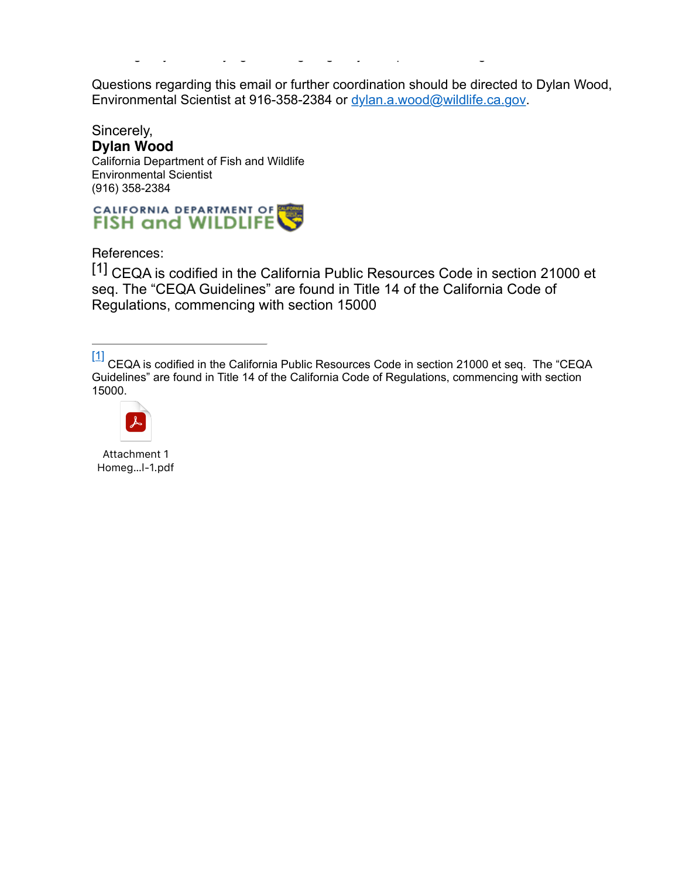Questions regarding this email or further coordination should be directed to Dylan Wood, Environmental Scientist at 916-358-2384 or dylan.a.wood@wildlife.ca.gov.

Sincerely,
**Dylan Wood**
California Department of Fish and Wildlife
Environmental Scientist
(916) 358-2384

CALIFORNIA DEPARTMENT OF FISH and WILDLIFE

References:
[1] CEQA is codified in the California Public Resources Code in section 21000 et seq. The "CEQA Guidelines" are found in Title 14 of the California Code of Regulations, commencing with section 15000

---

[1] CEQA is codified in the California Public Resources Code in section 21000 et seq. The "CEQA Guidelines" are found in Title 14 of the California Code of Regulations, commencing with section 15000.

Attachment 1 Homeg...l-1.pdf